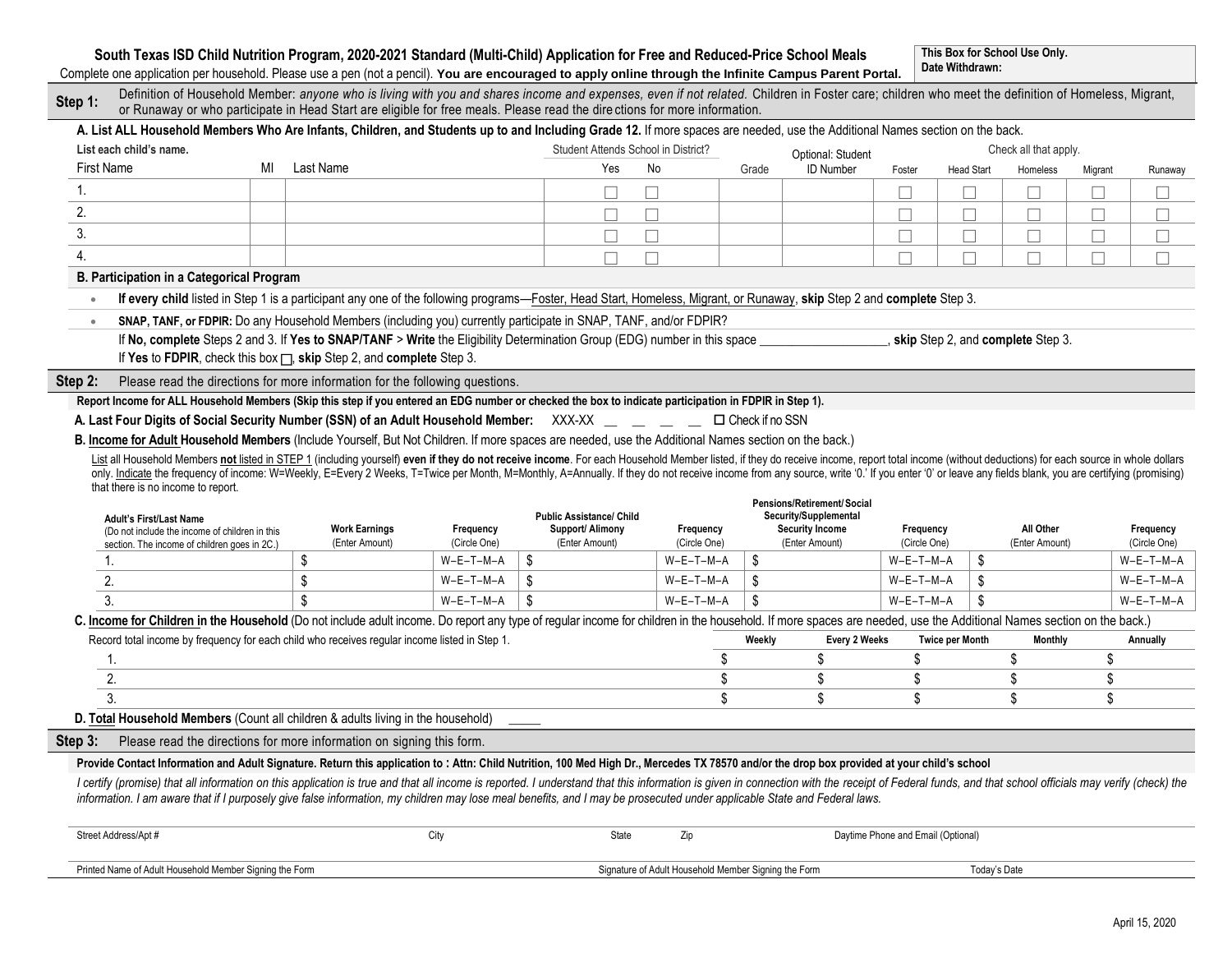# South Texas ISD Child Nutrition Program, 2020-2021 Standard (Multi-Child) Application for Free and Reduced-Price School Meals

Complete one application per household. Please use a pen (not a pencil). **You are encouraged to apply online through the Infinite Campus Parent Portal.**

**This Box for School Use Only.**
**Date Withdrawn:**

## Step 1:

Definition of Household Member: *anyone who is living with you and shares income and expenses, even if not related.* Children in Foster care; children who meet the definition of Homeless, Migrant, or Runaway or who participate in Head Start are eligible for free meals. Please read the directions for more information.

**A. List ALL Household Members Who Are Infants, Children, and Students up to and Including Grade 12.** If more spaces are needed, use the Additional Names section on the back.

| List each child's name. First Name | MI | Last Name | Student Attends School in District? Yes | No | Grade | Optional: Student ID Number | Foster | Head Start | Homeless | Migrant | Runaway |
|---|---|---|---|---|---|---|---|---|---|---|---|
| 1. | | | ☐ | ☐ | | | ☐ | ☐ | ☐ | ☐ | ☐ |
| 2. | | | ☐ | ☐ | | | ☐ | ☐ | ☐ | ☐ | ☐ |
| 3. | | | ☐ | ☐ | | | ☐ | ☐ | ☐ | ☐ | ☐ |
| 4. | | | ☐ | ☐ | | | ☐ | ☐ | ☐ | ☐ | ☐ |

(Check all that apply: Foster, Head Start, Homeless, Migrant, Runaway)

**B. Participation in a Categorical Program**

- **If every child** listed in Step 1 is a participant any one of the following programs—Foster, Head Start, Homeless, Migrant, or Runaway, **skip** Step 2 and **complete** Step 3.
- **SNAP, TANF, or FDPIR:** Do any Household Members (including you) currently participate in SNAP, TANF, and/or FDPIR?

  If **No, complete** Steps 2 and 3. If **Yes to SNAP/TANF** > **Write** the Eligibility Determination Group (EDG) number in this space ____________________, **skip** Step 2, and **complete** Step 3.

  If **Yes** to **FDPIR**, check this box ☐, **skip** Step 2, and **complete** Step 3.

## Step 2:

Please read the directions for more information for the following questions.

**Report Income for ALL Household Members (Skip this step if you entered an EDG number or checked the box to indicate participation in FDPIR in Step 1).**

**A. Last Four Digits of Social Security Number (SSN) of an Adult Household Member:** XXX-XX __ __ __ __ ☐ Check if no SSN

**B. Income for Adult Household Members** (Include Yourself, But Not Children. If more spaces are needed, use the Additional Names section on the back.)

List all Household Members **not** listed in STEP 1 (including yourself) **even if they do not receive income**. For each Household Member listed, if they do receive income, report total income (without deductions) for each source in whole dollars only. Indicate the frequency of income: W=Weekly, E=Every 2 Weeks, T=Twice per Month, M=Monthly, A=Annually. If they do not receive income from any source, write '0.' If you enter '0' or leave any fields blank, you are certifying (promising) that there is no income to report.

| Adult's First/Last Name (Do not include the income of children in this section. The income of children goes in 2C.) | Work Earnings (Enter Amount) | Frequency (Circle One) | Public Assistance/ Child Support/ Alimony (Enter Amount) | Frequency (Circle One) | Pensions/Retirement/ Social Security/Supplemental Security Income (Enter Amount) | Frequency (Circle One) | All Other (Enter Amount) | Frequency (Circle One) |
|---|---|---|---|---|---|---|---|---|
| 1. | $ | W–E–T–M–A | $ | W–E–T–M–A | $ | W–E–T–M–A | $ | W–E–T–M–A |
| 2. | $ | W–E–T–M–A | $ | W–E–T–M–A | $ | W–E–T–M–A | $ | W–E–T–M–A |
| 3. | $ | W–E–T–M–A | $ | W–E–T–M–A | $ | W–E–T–M–A | $ | W–E–T–M–A |

**C. Income for Children in the Household** (Do not include adult income. Do report any type of regular income for children in the household. If more spaces are needed, use the Additional Names section on the back.)

| Record total income by frequency for each child who receives regular income listed in Step 1. | Weekly | Every 2 Weeks | Twice per Month | Monthly | Annually |
|---|---|---|---|---|---|
| 1. | $ | $ | $ | $ | $ |
| 2. | $ | $ | $ | $ | $ |
| 3. | $ | $ | $ | $ | $ |

**D. Total Household Members** (Count all children & adults living in the household) _____

## Step 3:

Please read the directions for more information on signing this form.

**Provide Contact Information and Adult Signature. Return this application to : Attn: Child Nutrition, 100 Med High Dr., Mercedes TX 78570 and/or the drop box provided at your child's school**

*I certify (promise) that all information on this application is true and that all income is reported. I understand that this information is given in connection with the receipt of Federal funds, and that school officials may verify (check) the information. I am aware that if I purposely give false information, my children may lose meal benefits, and I may be prosecuted under applicable State and Federal laws.*

| Street Address/Apt # | City | State | Zip | Daytime Phone and Email (Optional) |
|---|---|---|---|---|
| | | | | |

| Printed Name of Adult Household Member Signing the Form | Signature of Adult Household Member Signing the Form | Today's Date |
|---|---|---|
| | | |

April 15, 2020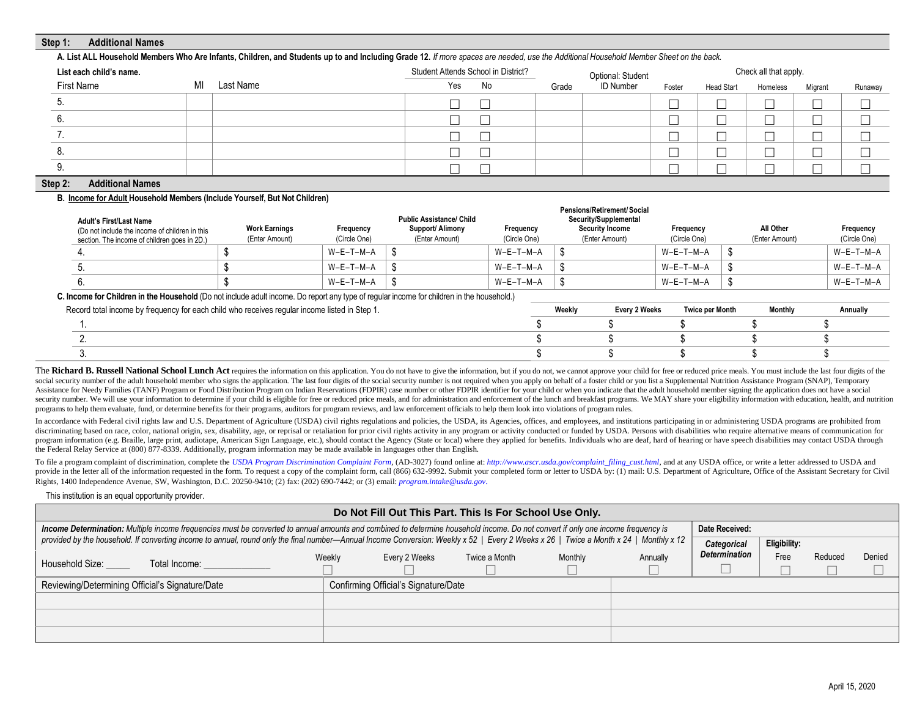## Step 1: Additional Names

**A. List ALL Household Members Who Are Infants, Children, and Students up to and Including Grade 12.** *If more spaces are needed, use the Additional Household Member Sheet on the back.*

| List each child's name. First Name | MI | Last Name | Student Attends School in District? Yes | No | Grade | Optional: Student ID Number | Check all that apply. Foster | Head Start | Homeless | Migrant | Runaway |
|---|---|---|---|---|---|---|---|---|---|---|---|
| 5. | | | ☐ | ☐ | | | ☐ | ☐ | ☐ | ☐ | ☐ |
| 6. | | | ☐ | ☐ | | | ☐ | ☐ | ☐ | ☐ | ☐ |
| 7. | | | ☐ | ☐ | | | ☐ | ☐ | ☐ | ☐ | ☐ |
| 8. | | | ☐ | ☐ | | | ☐ | ☐ | ☐ | ☐ | ☐ |
| 9. | | | ☐ | ☐ | | | ☐ | ☐ | ☐ | ☐ | ☐ |

## Step 2: Additional Names

**B. Income for Adult Household Members (Include Yourself, But Not Children)**

| Adult's First/Last Name (Do not include the income of children in this section. The income of children goes in 2D.) | Work Earnings (Enter Amount) | Frequency (Circle One) | Public Assistance/ Child Support/ Alimony (Enter Amount) | Frequency (Circle One) | Pensions/Retirement/ Social Security/Supplemental Security Income (Enter Amount) | Frequency (Circle One) | All Other (Enter Amount) | Frequency (Circle One) |
|---|---|---|---|---|---|---|---|---|
| 4. | $ | W–E–T–M–A | $ | W–E–T–M–A | $ | W–E–T–M–A | $ | W–E–T–M–A |
| 5. | $ | W–E–T–M–A | $ | W–E–T–M–A | $ | W–E–T–M–A | $ | W–E–T–M–A |
| 6. | $ | W–E–T–M–A | $ | W–E–T–M–A | $ | W–E–T–M–A | $ | W–E–T–M–A |

**C. Income for Children in the Household** (Do not include adult income. Do report any type of regular income for children in the household.)

| Record total income by frequency for each child who receives regular income listed in Step 1. | Weekly | Every 2 Weeks | Twice per Month | Monthly | Annually |
|---|---|---|---|---|---|
| 1. | $ | $ | $ | $ | $ |
| 2. | $ | $ | $ | $ | $ |
| 3. | $ | $ | $ | $ | $ |

The **Richard B. Russell National School Lunch Act** requires the information on this application. You do not have to give the information, but if you do not, we cannot approve your child for free or reduced price meals. You must include the last four digits of the social security number of the adult household member who signs the application. The last four digits of the social security number is not required when you apply on behalf of a foster child or you list a Supplemental Nutrition Assistance Program (SNAP), Temporary Assistance for Needy Families (TANF) Program or Food Distribution Program on Indian Reservations (FDPIR) case number or other FDPIR identifier for your child or when you indicate that the adult household member signing the application does not have a social security number. We will use your information to determine if your child is eligible for free or reduced price meals, and for administration and enforcement of the lunch and breakfast programs. We MAY share your eligibility information with education, health, and nutrition programs to help them evaluate, fund, or determine benefits for their programs, auditors for program reviews, and law enforcement officials to help them look into violations of program rules.

In accordance with Federal civil rights law and U.S. Department of Agriculture (USDA) civil rights regulations and policies, the USDA, its Agencies, offices, and employees, and institutions participating in or administering USDA programs are prohibited from discriminating based on race, color, national origin, sex, disability, age, or reprisal or retaliation for prior civil rights activity in any program or activity conducted or funded by USDA. Persons with disabilities who require alternative means of communication for program information (e.g. Braille, large print, audiotape, American Sign Language, etc.), should contact the Agency (State or local) where they applied for benefits. Individuals who are deaf, hard of hearing or have speech disabilities may contact USDA through the Federal Relay Service at (800) 877-8339. Additionally, program information may be made available in languages other than English.

To file a program complaint of discrimination, complete the *USDA Program Discrimination Complaint Form*, (AD-3027) found online at: *http://www.ascr.usda.gov/complaint_filing_cust.html*, and at any USDA office, or write a letter addressed to USDA and provide in the letter all of the information requested in the form. To request a copy of the complaint form, call (866) 632-9992. Submit your completed form or letter to USDA by: (1) mail: U.S. Department of Agriculture, Office of the Assistant Secretary for Civil Rights, 1400 Independence Avenue, SW, Washington, D.C. 20250-9410; (2) fax: (202) 690-7442; or (3) email: *program.intake@usda.gov*.

This institution is an equal opportunity provider.

### Do Not Fill Out This Part. This Is For School Use Only.

***Income Determination:*** *Multiple income frequencies must be converted to annual amounts and combined to determine household income. Do not convert if only one income frequency is provided by the household. If converting income to annual, round only the final number—Annual Income Conversion: Weekly x 52 | Every 2 Weeks x 26 | Twice a Month x 24 | Monthly x 12*

**Date Received:**

Household Size: _____ Total Income: ______________

Weekly ☐ Every 2 Weeks ☐ Twice a Month ☐ Monthly ☐ Annually ☐

***Categorical Determination*** ☐

**Eligibility:** Free ☐ Reduced ☐ Denied ☐

| Reviewing/Determining Official's Signature/Date | Confirming Official's Signature/Date | |
|---|---|---|
| | | |
| | | |
| | | |

April 15, 2020